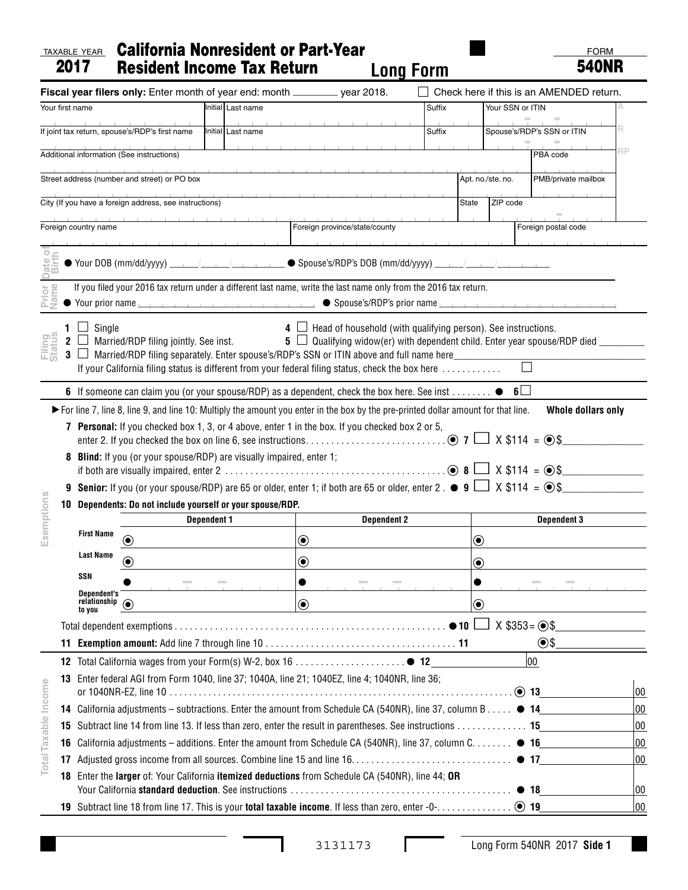TAXABLE YEAR **2017**

# California Nonresident or Part-Year Resident Income Tax Return — Long Form

FORM **540NR**

**Fiscal year filers only:** Enter month of year end: month ________ year 2018.

☐ Check here if this is an AMENDED return.

| Your first name | Initial | Last name | Suffix | Your SSN or ITIN |
|---|---|---|---|---|
| If joint tax return, spouse's/RDP's first name | Initial | Last name | Suffix | Spouse's/RDP's SSN or ITIN |

Additional information (See instructions) | PBA code

Street address (number and street) or PO box | Apt. no./ste. no. | PMB/private mailbox

City (If you have a foreign address, see instructions) | State | ZIP code

Foreign country name | Foreign province/state/county | Foreign postal code

**Date of Birth**

● Your DOB (mm/dd/yyyy) ____/____/______ ● Spouse's/RDP's DOB (mm/dd/yyyy) ____/____/______

**Prior Name**

If you filed your 2016 tax return under a different last name, write the last name only from the 2016 tax return.

● Your prior name ______________ ● Spouse's/RDP's prior name ______________

**Filing Status**

1 ☐ Single

2 ☐ Married/RDP filing jointly. See inst.

3 ☐ Married/RDP filing separately. Enter spouse's/RDP's SSN or ITIN above and full name here________

4 ☐ Head of household (with qualifying person). See instructions.

5 ☐ Qualifying widow(er) with dependent child. Enter year spouse/RDP died ________

If your California filing status is different from your federal filing status, check the box here ........... ☐

**Exemptions**

6 If someone can claim you (or your spouse/RDP) as a dependent, check the box here. See inst ........ ● 6 ☐

► For line 7, line 8, line 9, and line 10: Multiply the amount you enter in the box by the pre-printed dollar amount for that line. **Whole dollars only**

7 **Personal:** If you checked box 1, 3, or 4 above, enter 1 in the box. If you checked box 2 or 5, enter 2. If you checked the box on line 6, see instructions. .......................... 7 ☐ X $114 = $__________

8 **Blind:** If you (or your spouse/RDP) are visually impaired, enter 1; if both are visually impaired, enter 2 ........................................... 8 ☐ X $114 = $__________

9 **Senior:** If you (or your spouse/RDP) are 65 or older, enter 1; if both are 65 or older, enter 2 . ● 9 ☐ X $114 = $__________

10 **Dependents: Do not include yourself or your spouse/RDP.**

| | Dependent 1 | Dependent 2 | Dependent 3 |
|---|---|---|---|
| First Name | | | |
| Last Name | | | |
| SSN | | | |
| Dependent's relationship to you | | | |

Total dependent exemptions ........................................................ ● 10 ☐ X $353 = $__________

11 **Exemption amount:** Add line 7 through line 10 ........................................ 11 $__________

**Total Taxable Income**

12 Total California wages from your Form(s) W-2, box 16 ...................... ● 12 __________ 00

13 Enter federal AGI from Form 1040, line 37; 1040A, line 21; 1040EZ, line 4; 1040NR, line 36; or 1040NR-EZ, line 10 ........................................................................ 13 __________ 00

14 California adjustments – subtractions. Enter the amount from Schedule CA (540NR), line 37, column B ..... ● 14 __________ 00

15 Subtract line 14 from line 13. If less than zero, enter the result in parentheses. See instructions ............. 15 __________ 00

16 California adjustments – additions. Enter the amount from Schedule CA (540NR), line 37, column C. ....... ● 16 __________ 00

17 Adjusted gross income from all sources. Combine line 15 and line 16. .............................. ● 17 __________ 00

18 Enter the **larger** of: Your California **itemized deductions** from Schedule CA (540NR), line 44; **OR** Your California **standard deduction**. See instructions ........................................... ● 18 __________ 00

19 Subtract line 18 from line 17. This is your **total taxable income**. If less than zero, enter -0-. ............. 19 __________ 00

3131173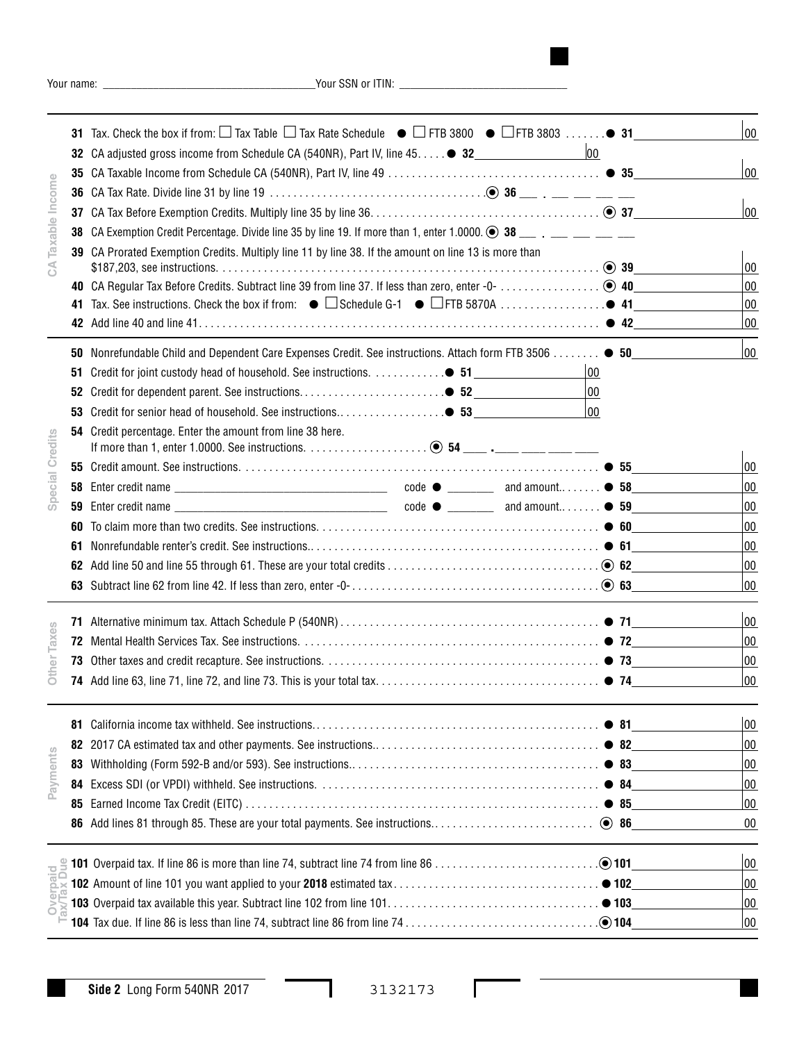Your name: ______________________ Your SSN or ITIN: ______________________

## CA Taxable Income

**31** Tax. Check the box if from: ☐ Tax Table ☐ Tax Rate Schedule ● ☐ FTB 3800 ● ☐ FTB 3803 ....... ● **31** ________ 00

**32** CA adjusted gross income from Schedule CA (540NR), Part IV, line 45..... ● **32** ________ 00

**35** CA Taxable Income from Schedule CA (540NR), Part IV, line 49 .................................. ● **35** ________ 00

**36** CA Tax Rate. Divide line 31 by line 19 .................................. ⦿ **36** ___ . ___ ___ ___ ___

**37** CA Tax Before Exemption Credits. Multiply line 35 by line 36.................................. ⦿ **37** ________ 00

**38** CA Exemption Credit Percentage. Divide line 35 by line 19. If more than 1, enter 1.0000. ⦿ **38** ___ . ___ ___ ___ ___

**39** CA Prorated Exemption Credits. Multiply line 11 by line 38. If the amount on line 13 is more than $187,203, see instructions. .................................. ⦿ **39** ________ 00

**40** CA Regular Tax Before Credits. Subtract line 39 from line 37. If less than zero, enter -0- ................ ⦿ **40** ________ 00

**41** Tax. See instructions. Check the box if from: ● ☐ Schedule G-1 ● ☐ FTB 5870A .................. ● **41** ________ 00

**42** Add line 40 and line 41.................................. ● **42** ________ 00

## Special Credits

**50** Nonrefundable Child and Dependent Care Expenses Credit. See instructions. Attach form FTB 3506 ........ ● **50** ________ 00

**51** Credit for joint custody head of household. See instructions. ............ ● **51** ________ 00

**52** Credit for dependent parent. See instructions......................... ● **52** ________ 00

**53** Credit for senior head of household. See instructions.................. ● **53** ________ 00

**54** Credit percentage. Enter the amount from line 38 here. If more than 1, enter 1.0000. See instructions. .................... ⦿ **54** ___ . ___ ___ ___ ___

**55** Credit amount. See instructions. .................................. ● **55** ________ 00

**58** Enter credit name ______________________ code ● ________ and amount........ ● **58** ________ 00

**59** Enter credit name ______________________ code ● ________ and amount........ ● **59** ________ 00

**60** To claim more than two credits. See instructions.................................. ● **60** ________ 00

**61** Nonrefundable renter's credit. See instructions.................................. ● **61** ________ 00

**62** Add line 50 and line 55 through 61. These are your total credits .................................. ⦿ **62** ________ 00

**63** Subtract line 62 from line 42. If less than zero, enter -0- .................................. ⦿ **63** ________ 00

## Other Taxes

**71** Alternative minimum tax. Attach Schedule P (540NR) .................................. ● **71** ________ 00

**72** Mental Health Services Tax. See instructions. .................................. ● **72** ________ 00

**73** Other taxes and credit recapture. See instructions. .................................. ● **73** ________ 00

**74** Add line 63, line 71, line 72, and line 73. This is your total tax.................................. ● **74** ________ 00

## Payments

**81** California income tax withheld. See instructions.................................. ● **81** ________ 00

**82** 2017 CA estimated tax and other payments. See instructions.................................. ● **82** ________ 00

**83** Withholding (Form 592-B and/or 593). See instructions.................................. ● **83** ________ 00

**84** Excess SDI (or VPDI) withheld. See instructions. .................................. ● **84** ________ 00

**85** Earned Income Tax Credit (EITC) .................................. ● **85** ________ 00

**86** Add lines 81 through 85. These are your total payments. See instructions.......................... ⦿ **86** ________ 00

## Overpaid Tax/Tax Due

**101** Overpaid tax. If line 86 is more than line 74, subtract line 74 from line 86 .......................... ⦿ **101** ________ 00

**102** Amount of line 101 you want applied to your **2018** estimated tax.................................. ● **102** ________ 00

**103** Overpaid tax available this year. Subtract line 102 from line 101.................................. ● **103** ________ 00

**104** Tax due. If line 86 is less than line 74, subtract line 86 from line 74 .......................... ⦿ **104** ________ 00

**Side 2** Long Form 540NR 2017 3132173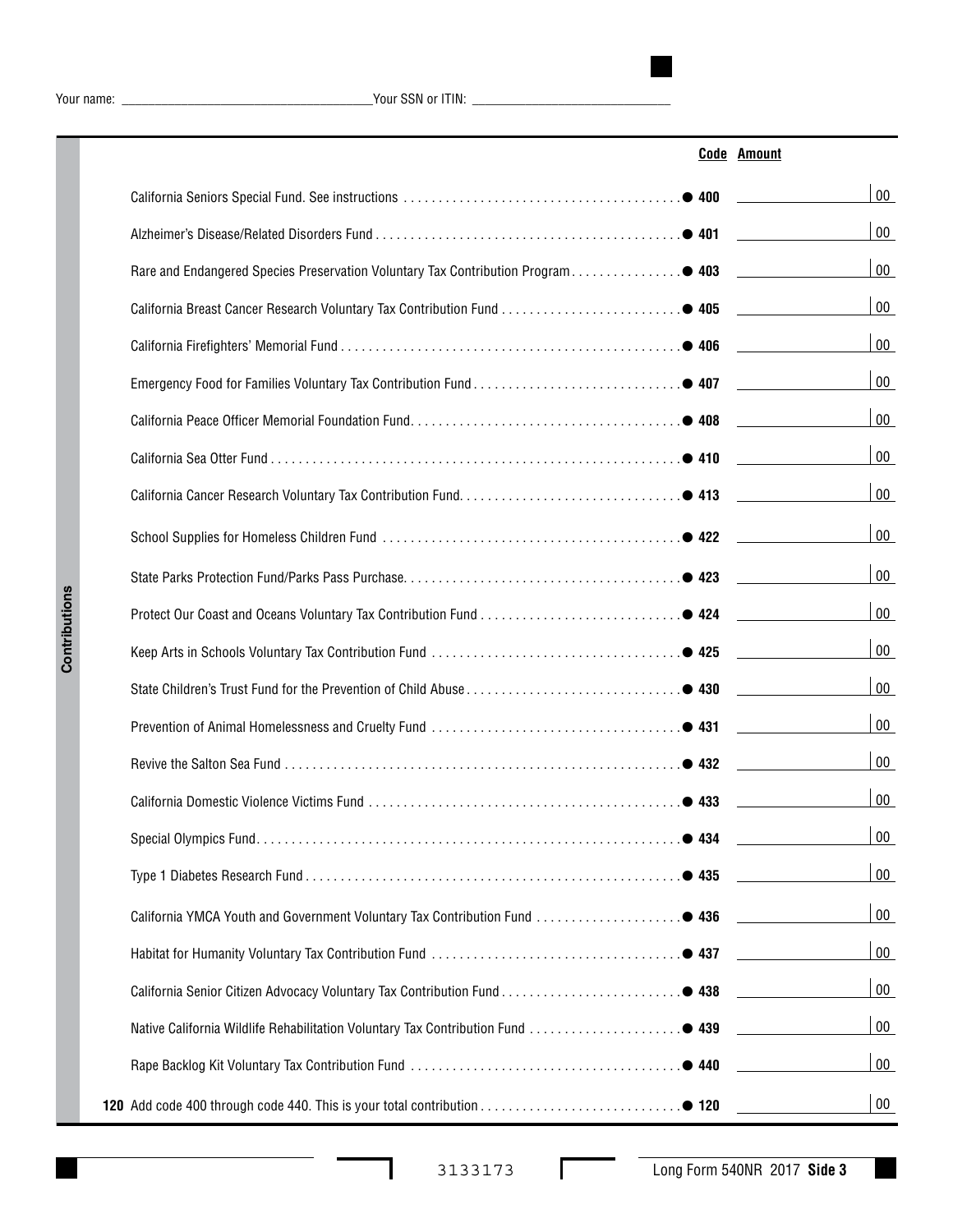Your name: ____________________ Your SSN or ITIN: ____________________

**Contributions**

| | Code | Amount |
|---|---|---|
| California Seniors Special Fund. See instructions | ● 400 | 00 |
| Alzheimer's Disease/Related Disorders Fund | ● 401 | 00 |
| Rare and Endangered Species Preservation Voluntary Tax Contribution Program | ● 403 | 00 |
| California Breast Cancer Research Voluntary Tax Contribution Fund | ● 405 | 00 |
| California Firefighters' Memorial Fund | ● 406 | 00 |
| Emergency Food for Families Voluntary Tax Contribution Fund | ● 407 | 00 |
| California Peace Officer Memorial Foundation Fund | ● 408 | 00 |
| California Sea Otter Fund | ● 410 | 00 |
| California Cancer Research Voluntary Tax Contribution Fund | ● 413 | 00 |
| School Supplies for Homeless Children Fund | ● 422 | 00 |
| State Parks Protection Fund/Parks Pass Purchase | ● 423 | 00 |
| Protect Our Coast and Oceans Voluntary Tax Contribution Fund | ● 424 | 00 |
| Keep Arts in Schools Voluntary Tax Contribution Fund | ● 425 | 00 |
| State Children's Trust Fund for the Prevention of Child Abuse | ● 430 | 00 |
| Prevention of Animal Homelessness and Cruelty Fund | ● 431 | 00 |
| Revive the Salton Sea Fund | ● 432 | 00 |
| California Domestic Violence Victims Fund | ● 433 | 00 |
| Special Olympics Fund | ● 434 | 00 |
| Type 1 Diabetes Research Fund | ● 435 | 00 |
| California YMCA Youth and Government Voluntary Tax Contribution Fund | ● 436 | 00 |
| Habitat for Humanity Voluntary Tax Contribution Fund | ● 437 | 00 |
| California Senior Citizen Advocacy Voluntary Tax Contribution Fund | ● 438 | 00 |
| Native California Wildlife Rehabilitation Voluntary Tax Contribution Fund | ● 439 | 00 |
| Rape Backlog Kit Voluntary Tax Contribution Fund | ● 440 | 00 |
| **120** Add code 400 through code 440. This is your total contribution | ● 120 | 00 |

3133173

Long Form 540NR 2017 **Side 3**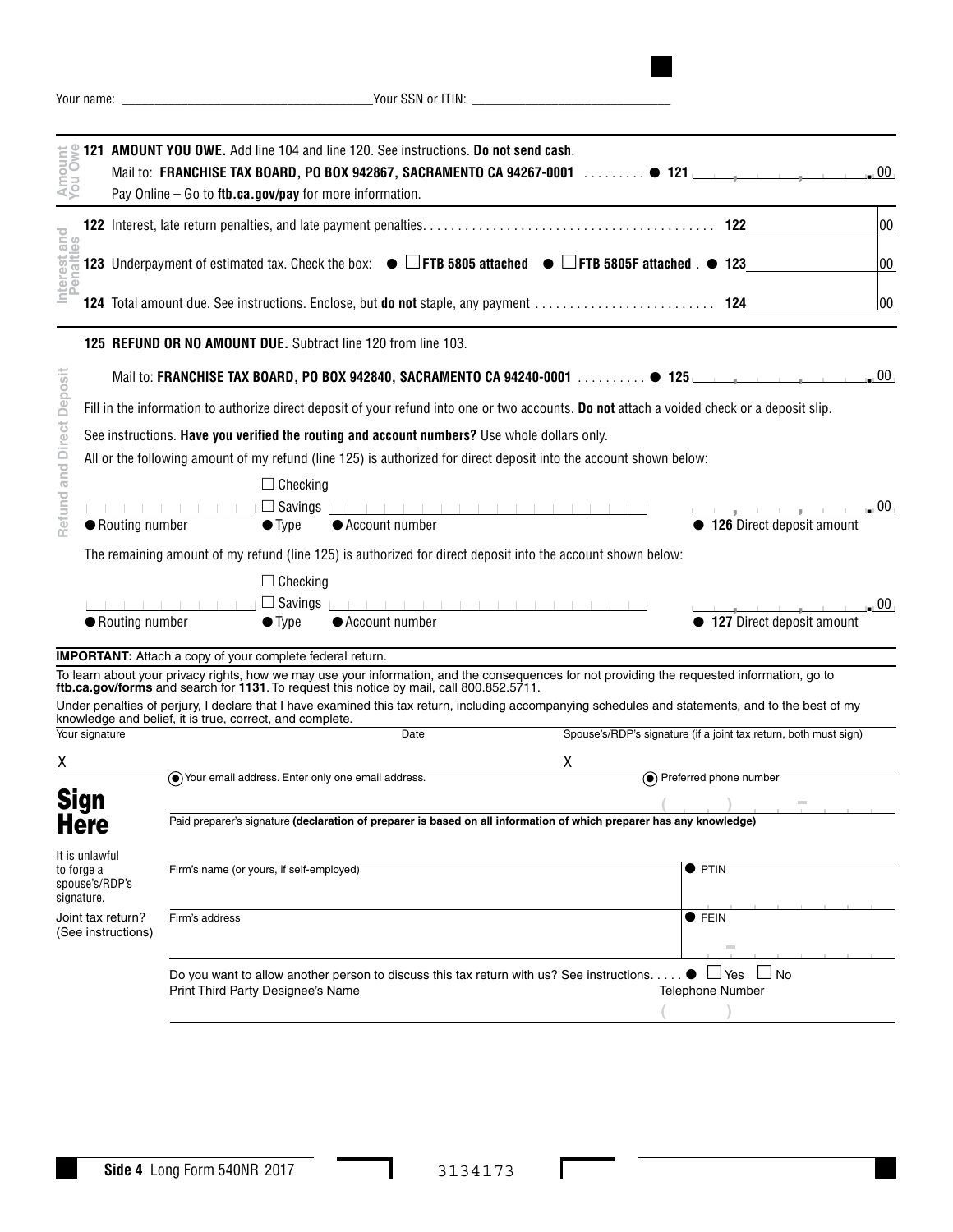Your name: ____________________ Your SSN or ITIN: ____________________

**Amount You Owe**

**121 AMOUNT YOU OWE.** Add line 104 and line 120. See instructions. **Do not send cash**.
Mail to: **FRANCHISE TAX BOARD, PO BOX 942867, SACRAMENTO CA 94267-0001** . . . . . . . . . ● 121 ______ .00
Pay Online – Go to **ftb.ca.gov/pay** for more information.

**Interest and Penalties**

122 Interest, late return penalties, and late payment penalties. . . . . . . . . . . . . . . . . . . . . . . . . . . . . . . . . . . . . . . . . 122 ______ 00

123 Underpayment of estimated tax. Check the box: ● ☐ **FTB 5805 attached** ● ☐ **FTB 5805F attached** . ● 123 ______ 00

124 Total amount due. See instructions. Enclose, but **do not** staple, any payment . . . . . . . . . . . . . . . . . . . . . . . . . 124 ______ 00

**Refund and Direct Deposit**

**125 REFUND OR NO AMOUNT DUE.** Subtract line 120 from line 103.
Mail to: **FRANCHISE TAX BOARD, PO BOX 942840, SACRAMENTO CA 94240-0001** . . . . . . . . . . ● 125 ______ .00

Fill in the information to authorize direct deposit of your refund into one or two accounts. **Do not** attach a voided check or a deposit slip.

See instructions. **Have you verified the routing and account numbers?** Use whole dollars only.

All or the following amount of my refund (line 125) is authorized for direct deposit into the account shown below:

☐ Checking
☐ Savings

● Routing number ● Type ● Account number ● **126** Direct deposit amount ______ .00

The remaining amount of my refund (line 125) is authorized for direct deposit into the account shown below:

☐ Checking
☐ Savings

● Routing number ● Type ● Account number ● **127** Direct deposit amount ______ .00

**IMPORTANT:** Attach a copy of your complete federal return.

To learn about your privacy rights, how we may use your information, and the consequences for not providing the requested information, go to **ftb.ca.gov/forms** and search for **1131**. To request this notice by mail, call 800.852.5711.

Under penalties of perjury, I declare that I have examined this tax return, including accompanying schedules and statements, and to the best of my knowledge and belief, it is true, correct, and complete.

## Sign Here

It is unlawful to forge a spouse's/RDP's signature.

Joint tax return? (See instructions)

Your signature ______ Date ______ Spouse's/RDP's signature (if a joint tax return, both must sign)

X ______ X ______

● Your email address. Enter only one email address. ● Preferred phone number ( )

Paid preparer's signature **(declaration of preparer is based on all information of which preparer has any knowledge)**

Firm's name (or yours, if self-employed) ● PTIN

Firm's address ● FEIN

Do you want to allow another person to discuss this tax return with us? See instructions. . . . . ● ☐ Yes ☐ No

Print Third Party Designee's Name ______ Telephone Number ( )

**Side 4** Long Form 540NR 2017 3134173